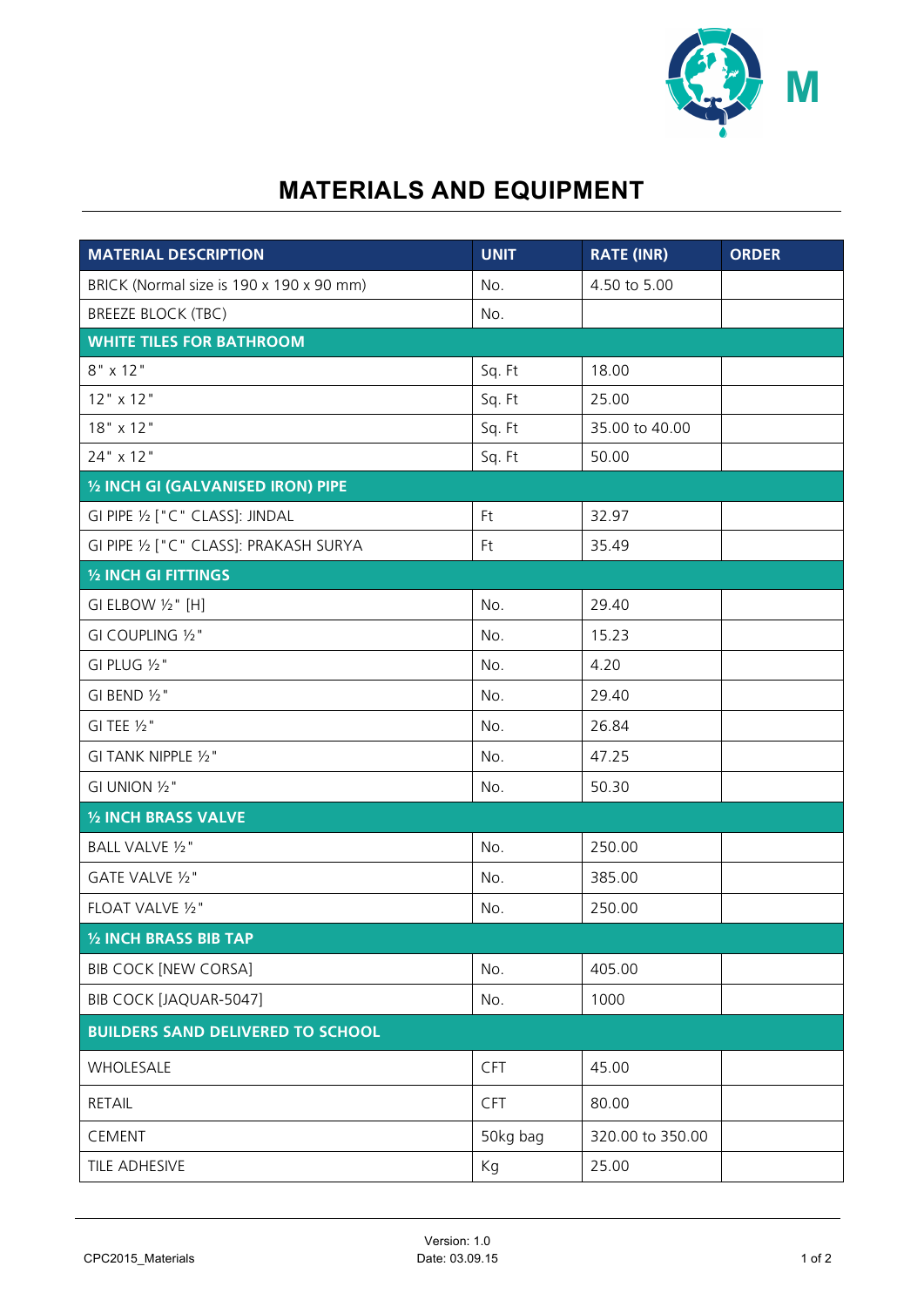# MATERIALS AND EQUIPMENT

| MATERIAL DESCRIPTION | UNIT | RATE (INR) | ORDER |
|---|---|---|---|
| BRICK (Normal size is 190 x 190 x 90 mm) | No. | 4.50 to 5.00 | |
| BREEZE BLOCK (TBC) | No. | | |
| **WHITE TILES FOR BATHROOM** | | | |
| 8" x 12" | Sq. Ft | 18.00 | |
| 12" x 12" | Sq. Ft | 25.00 | |
| 18" x 12" | Sq. Ft | 35.00 to 40.00 | |
| 24" x 12" | Sq. Ft | 50.00 | |
| **½ INCH GI (GALVANISED IRON) PIPE** | | | |
| GI PIPE ½ ["C" CLASS]: JINDAL | Ft | 32.97 | |
| GI PIPE ½ ["C" CLASS]: PRAKASH SURYA | Ft | 35.49 | |
| **½ INCH GI FITTINGS** | | | |
| GI ELBOW ½" [H] | No. | 29.40 | |
| GI COUPLING ½" | No. | 15.23 | |
| GI PLUG ½" | No. | 4.20 | |
| GI BEND ½" | No. | 29.40 | |
| GI TEE ½" | No. | 26.84 | |
| GI TANK NIPPLE ½" | No. | 47.25 | |
| GI UNION ½" | No. | 50.30 | |
| **½ INCH BRASS VALVE** | | | |
| BALL VALVE ½" | No. | 250.00 | |
| GATE VALVE ½" | No. | 385.00 | |
| FLOAT VALVE ½" | No. | 250.00 | |
| **½ INCH BRASS BIB TAP** | | | |
| BIB COCK [NEW CORSA] | No. | 405.00 | |
| BIB COCK [JAQUAR-5047] | No. | 1000 | |
| **BUILDERS SAND DELIVERED TO SCHOOL** | | | |
| WHOLESALE | CFT | 45.00 | |
| RETAIL | CFT | 80.00 | |
| CEMENT | 50kg bag | 320.00 to 350.00 | |
| TILE ADHESIVE | Kg | 25.00 | |

CPC2015_Materials

Version: 1.0
Date: 03.09.15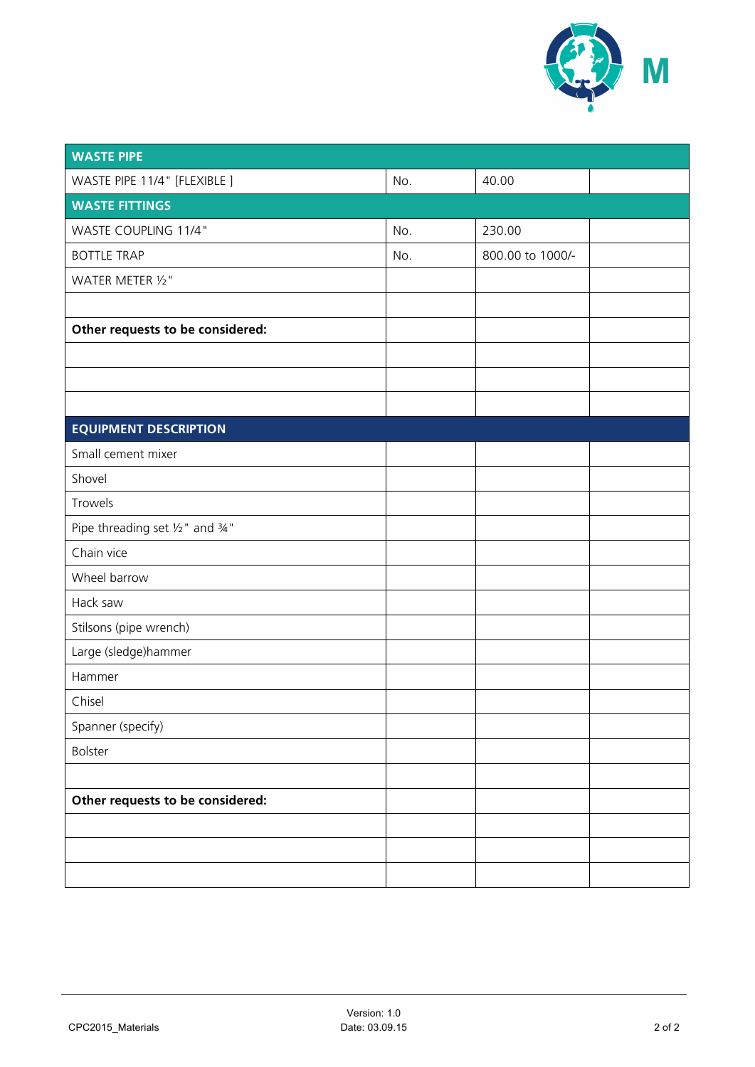| | | | |
|---|---|---|---|
| **WASTE PIPE** | | | |
| WASTE PIPE 11/4" [FLEXIBLE ] | No. | 40.00 | |
| **WASTE FITTINGS** | | | |
| WASTE COUPLING 11/4" | No. | 230.00 | |
| BOTTLE TRAP | No. | 800.00 to 1000/- | |
| WATER METER ½" | | | |
| | | | |
| **Other requests to be considered:** | | | |
| | | | |
| | | | |
| | | | |
| **EQUIPMENT DESCRIPTION** | | | |
| Small cement mixer | | | |
| Shovel | | | |
| Trowels | | | |
| Pipe threading set ½" and ¾" | | | |
| Chain vice | | | |
| Wheel barrow | | | |
| Hack saw | | | |
| Stilsons (pipe wrench) | | | |
| Large (sledge)hammer | | | |
| Hammer | | | |
| Chisel | | | |
| Spanner (specify) | | | |
| Bolster | | | |
| | | | |
| **Other requests to be considered:** | | | |
| | | | |
| | | | |
| | | | |

CPC2015_Materials

Version: 1.0
Date: 03.09.15